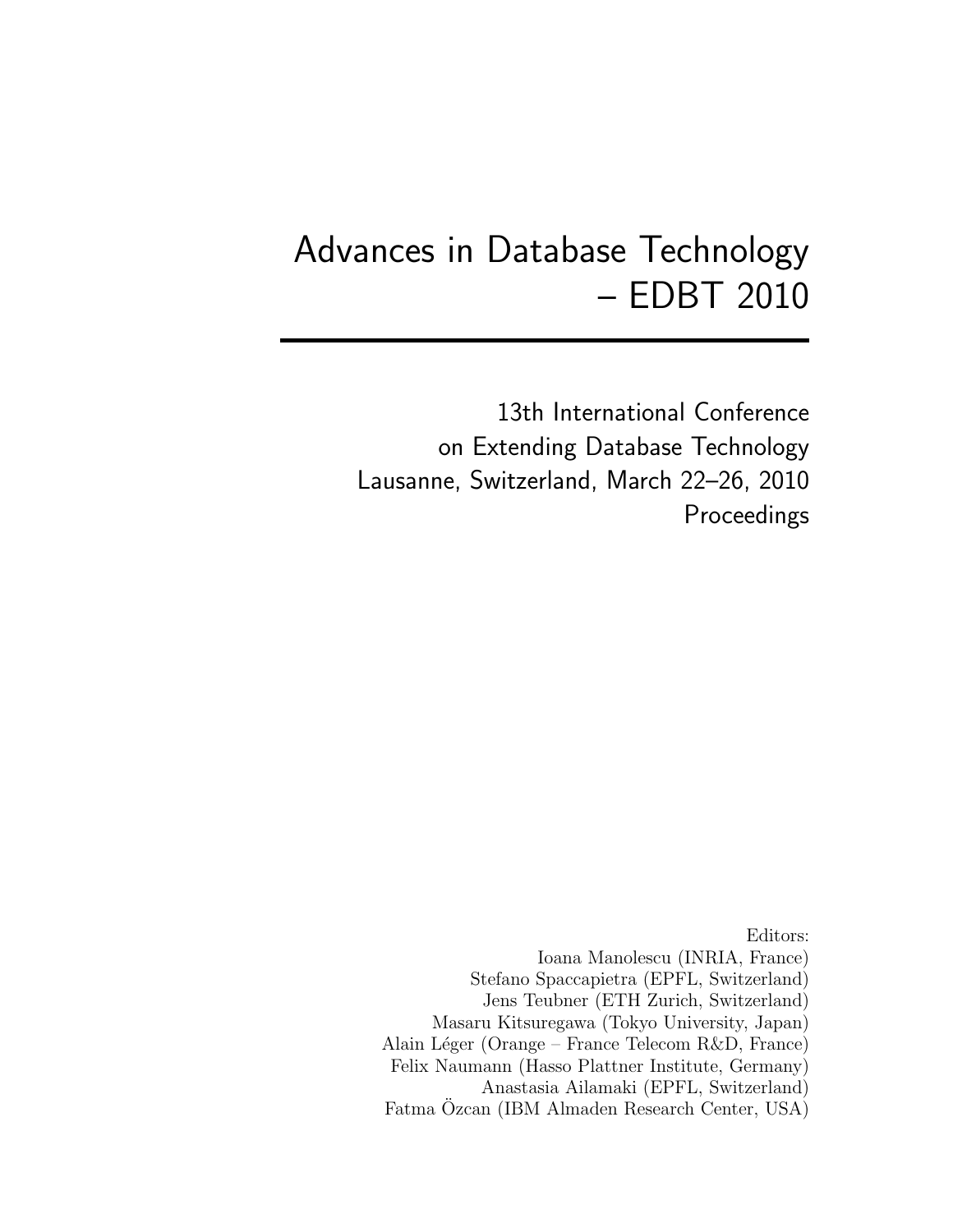# Advances in Database Technology – EDBT 2010

## 13th International Conference on Extending Database Technology

Lausanne, Switzerland, March 22–26, 2010

Proceedings

Editors:

Ioana Manolescu (INRIA, France)
Stefano Spaccapietra (EPFL, Switzerland)
Jens Teubner (ETH Zurich, Switzerland)
Masaru Kitsuregawa (Tokyo University, Japan)
Alain Léger (Orange – France Telecom R&D, France)
Felix Naumann (Hasso Plattner Institute, Germany)
Anastasia Ailamaki (EPFL, Switzerland)
Fatma Özcan (IBM Almaden Research Center, USA)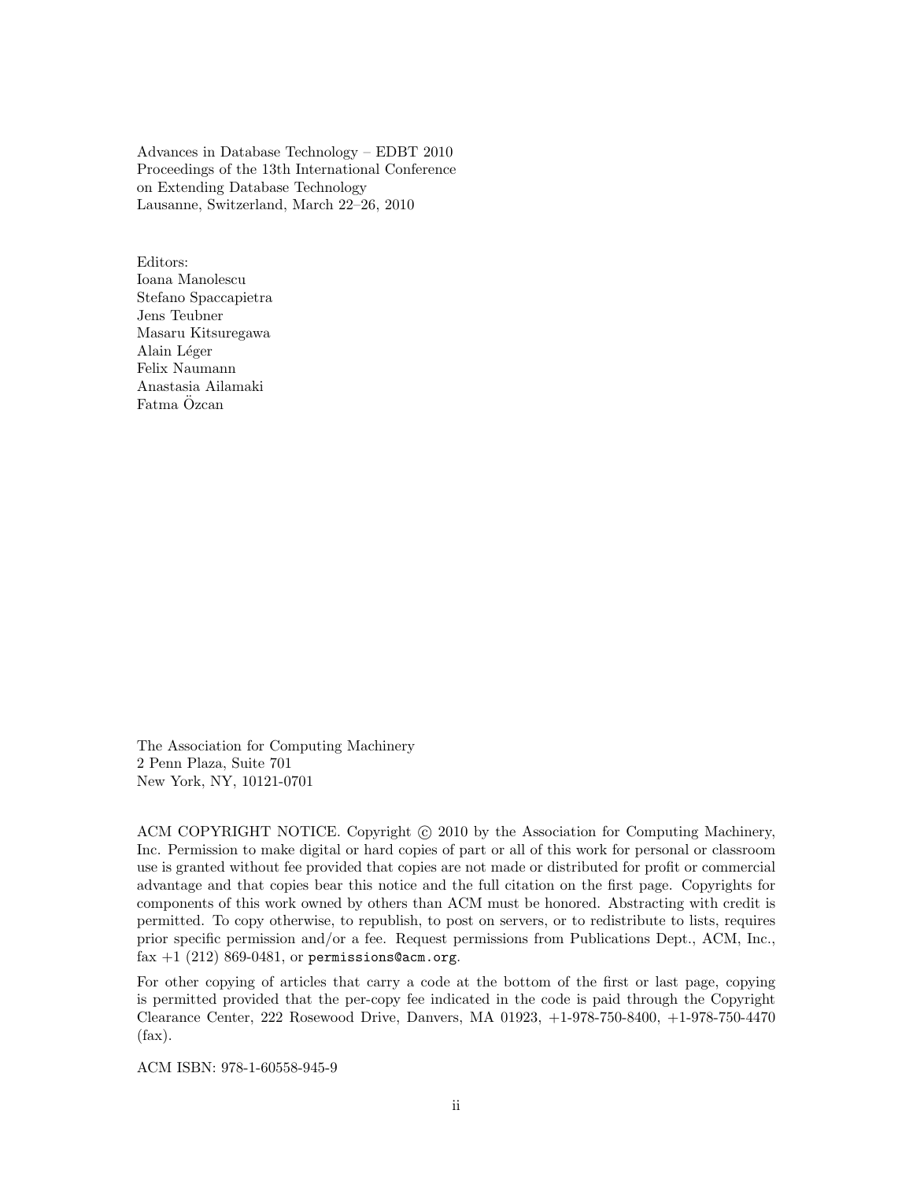Advances in Database Technology – EDBT 2010
Proceedings of the 13th International Conference
on Extending Database Technology
Lausanne, Switzerland, March 22–26, 2010

Editors:
Ioana Manolescu
Stefano Spaccapietra
Jens Teubner
Masaru Kitsuregawa
Alain Léger
Felix Naumann
Anastasia Ailamaki
Fatma Özcan

The Association for Computing Machinery
2 Penn Plaza, Suite 701
New York, NY, 10121-0701

ACM COPYRIGHT NOTICE. Copyright © 2010 by the Association for Computing Machinery, Inc. Permission to make digital or hard copies of part or all of this work for personal or classroom use is granted without fee provided that copies are not made or distributed for profit or commercial advantage and that copies bear this notice and the full citation on the first page. Copyrights for components of this work owned by others than ACM must be honored. Abstracting with credit is permitted. To copy otherwise, to republish, to post on servers, or to redistribute to lists, requires prior specific permission and/or a fee. Request permissions from Publications Dept., ACM, Inc., fax +1 (212) 869-0481, or `permissions@acm.org`.

For other copying of articles that carry a code at the bottom of the first or last page, copying is permitted provided that the per-copy fee indicated in the code is paid through the Copyright Clearance Center, 222 Rosewood Drive, Danvers, MA 01923, +1-978-750-8400, +1-978-750-4470 (fax).

ACM ISBN: 978-1-60558-945-9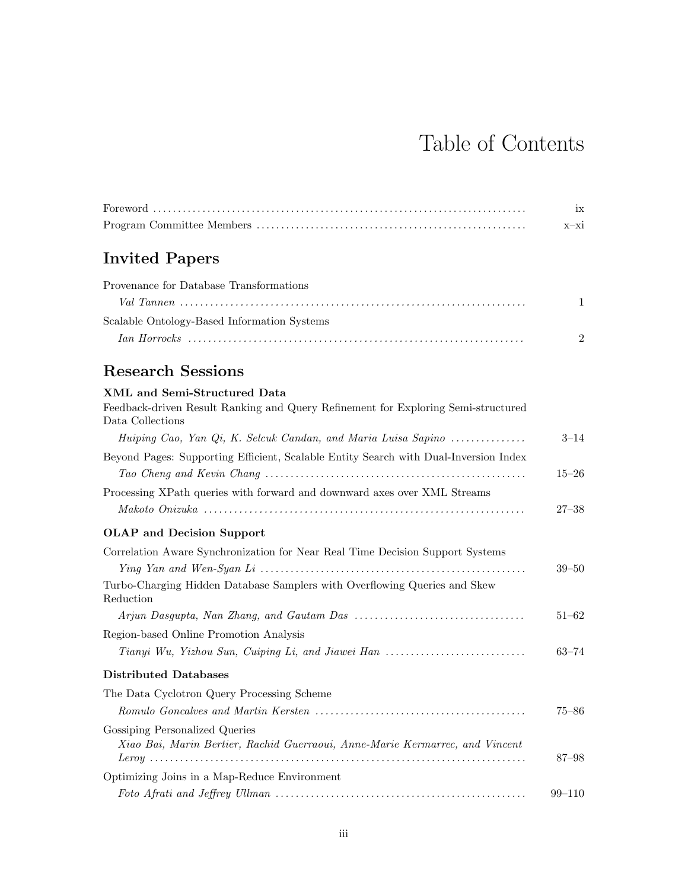# Table of Contents

Foreword ........ ix
Program Committee Members ........ x–xi

## Invited Papers

Provenance for Database Transformations
*Val Tannen* ........ 1

Scalable Ontology-Based Information Systems
*Ian Horrocks* ........ 2

## Research Sessions

### XML and Semi-Structured Data

Feedback-driven Result Ranking and Query Refinement for Exploring Semi-structured Data Collections
*Huiping Cao, Yan Qi, K. Selcuk Candan, and Maria Luisa Sapino* ........ 3–14

Beyond Pages: Supporting Efficient, Scalable Entity Search with Dual-Inversion Index
*Tao Cheng and Kevin Chang* ........ 15–26

Processing XPath queries with forward and downward axes over XML Streams
*Makoto Onizuka* ........ 27–38

### OLAP and Decision Support

Correlation Aware Synchronization for Near Real Time Decision Support Systems
*Ying Yan and Wen-Syan Li* ........ 39–50

Turbo-Charging Hidden Database Samplers with Overflowing Queries and Skew Reduction
*Arjun Dasgupta, Nan Zhang, and Gautam Das* ........ 51–62

Region-based Online Promotion Analysis
*Tianyi Wu, Yizhou Sun, Cuiping Li, and Jiawei Han* ........ 63–74

### Distributed Databases

The Data Cyclotron Query Processing Scheme
*Romulo Goncalves and Martin Kersten* ........ 75–86

Gossiping Personalized Queries
*Xiao Bai, Marin Bertier, Rachid Guerraoui, Anne-Marie Kermarrec, and Vincent Leroy* ........ 87–98

Optimizing Joins in a Map-Reduce Environment
*Foto Afrati and Jeffrey Ullman* ........ 99–110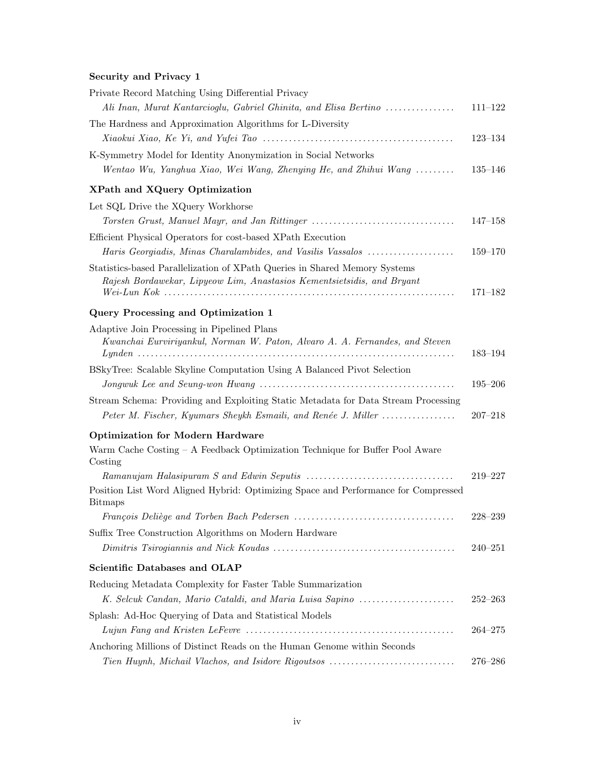### Security and Privacy 1

Private Record Matching Using Differential Privacy
*Ali Inan, Murat Kantarcioglu, Gabriel Ghinita, and Elisa Bertino* ................ 111–122

The Hardness and Approximation Algorithms for L-Diversity
*Xiaokui Xiao, Ke Yi, and Yufei Tao* ............................................ 123–134

K-Symmetry Model for Identity Anonymization in Social Networks
*Wentao Wu, Yanghua Xiao, Wei Wang, Zhenying He, and Zhihui Wang* ......... 135–146

### XPath and XQuery Optimization

Let SQL Drive the XQuery Workhorse
*Torsten Grust, Manuel Mayr, and Jan Rittinger* ................................ 147–158

Efficient Physical Operators for cost-based XPath Execution
*Haris Georgiadis, Minas Charalambides, and Vasilis Vassalos* .................... 159–170

Statistics-based Parallelization of XPath Queries in Shared Memory Systems
*Rajesh Bordawekar, Lipyeow Lim, Anastasios Kementsietsidis, and Bryant Wei-Lun Kok* .................................................................. 171–182

### Query Processing and Optimization 1

Adaptive Join Processing in Pipelined Plans
*Kwanchai Eurviriyankul, Norman W. Paton, Alvaro A. A. Fernandes, and Steven Lynden* ........................................................................ 183–194

BSkyTree: Scalable Skyline Computation Using A Balanced Pivot Selection
*Jongwuk Lee and Seung-won Hwang* ............................................. 195–206

Stream Schema: Providing and Exploiting Static Metadata for Data Stream Processing
*Peter M. Fischer, Kyumars Sheykh Esmaili, and Renée J. Miller* ................. 207–218

### Optimization for Modern Hardware

Warm Cache Costing – A Feedback Optimization Technique for Buffer Pool Aware Costing
*Ramanujam Halasipuram S and Edwin Seputis* ................................. 219–227

Position List Word Aligned Hybrid: Optimizing Space and Performance for Compressed Bitmaps
*François Deliège and Torben Bach Pedersen* .................................... 228–239

Suffix Tree Construction Algorithms on Modern Hardware
*Dimitris Tsirogiannis and Nick Koudas* .......................................... 240–251

### Scientific Databases and OLAP

Reducing Metadata Complexity for Faster Table Summarization
*K. Selcuk Candan, Mario Cataldi, and Maria Luisa Sapino* ...................... 252–263

Splash: Ad-Hoc Querying of Data and Statistical Models
*Lujun Fang and Kristen LeFevre* ................................................ 264–275

Anchoring Millions of Distinct Reads on the Human Genome within Seconds
*Tien Huynh, Michail Vlachos, and Isidore Rigoutsos* ............................ 276–286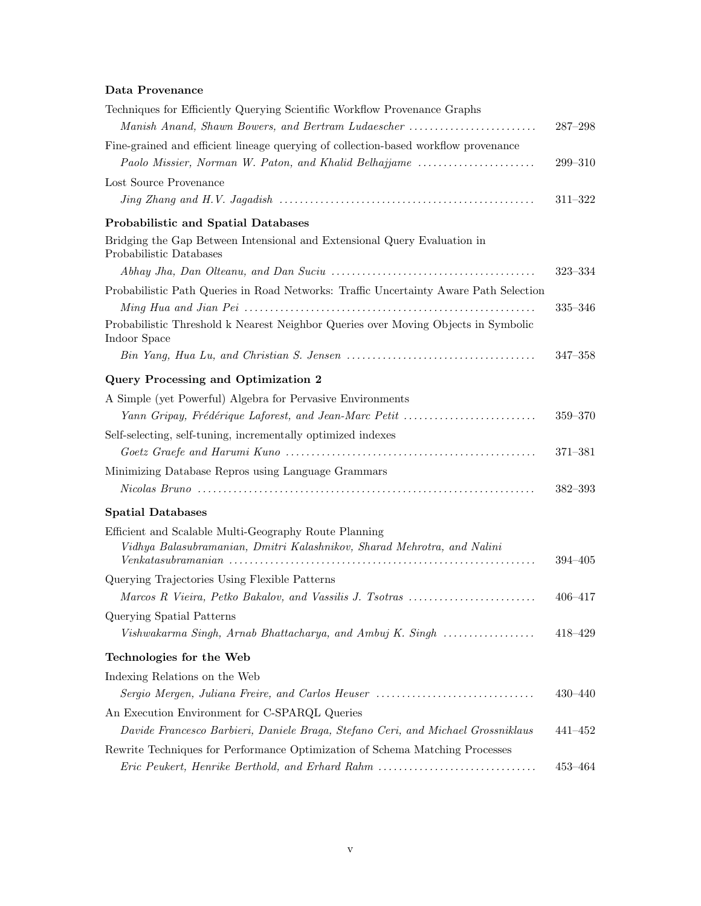### Data Provenance

Techniques for Efficiently Querying Scientific Workflow Provenance Graphs
*Manish Anand, Shawn Bowers, and Bertram Ludaescher* ........ 287–298

Fine-grained and efficient lineage querying of collection-based workflow provenance
*Paolo Missier, Norman W. Paton, and Khalid Belhajjame* ........ 299–310

Lost Source Provenance
*Jing Zhang and H.V. Jagadish* ........ 311–322

### Probabilistic and Spatial Databases

Bridging the Gap Between Intensional and Extensional Query Evaluation in Probabilistic Databases
*Abhay Jha, Dan Olteanu, and Dan Suciu* ........ 323–334

Probabilistic Path Queries in Road Networks: Traffic Uncertainty Aware Path Selection
*Ming Hua and Jian Pei* ........ 335–346

Probabilistic Threshold k Nearest Neighbor Queries over Moving Objects in Symbolic Indoor Space
*Bin Yang, Hua Lu, and Christian S. Jensen* ........ 347–358

### Query Processing and Optimization 2

A Simple (yet Powerful) Algebra for Pervasive Environments
*Yann Gripay, Frédérique Laforest, and Jean-Marc Petit* ........ 359–370

Self-selecting, self-tuning, incrementally optimized indexes
*Goetz Graefe and Harumi Kuno* ........ 371–381

Minimizing Database Repros using Language Grammars
*Nicolas Bruno* ........ 382–393

### Spatial Databases

Efficient and Scalable Multi-Geography Route Planning
*Vidhya Balasubramanian, Dmitri Kalashnikov, Sharad Mehrotra, and Nalini Venkatasubramanian* ........ 394–405

Querying Trajectories Using Flexible Patterns
*Marcos R Vieira, Petko Bakalov, and Vassilis J. Tsotras* ........ 406–417

Querying Spatial Patterns
*Vishwakarma Singh, Arnab Bhattacharya, and Ambuj K. Singh* ........ 418–429

### Technologies for the Web

Indexing Relations on the Web
*Sergio Mergen, Juliana Freire, and Carlos Heuser* ........ 430–440

An Execution Environment for C-SPARQL Queries
*Davide Francesco Barbieri, Daniele Braga, Stefano Ceri, and Michael Grossniklaus* ........ 441–452

Rewrite Techniques for Performance Optimization of Schema Matching Processes
*Eric Peukert, Henrike Berthold, and Erhard Rahm* ........ 453–464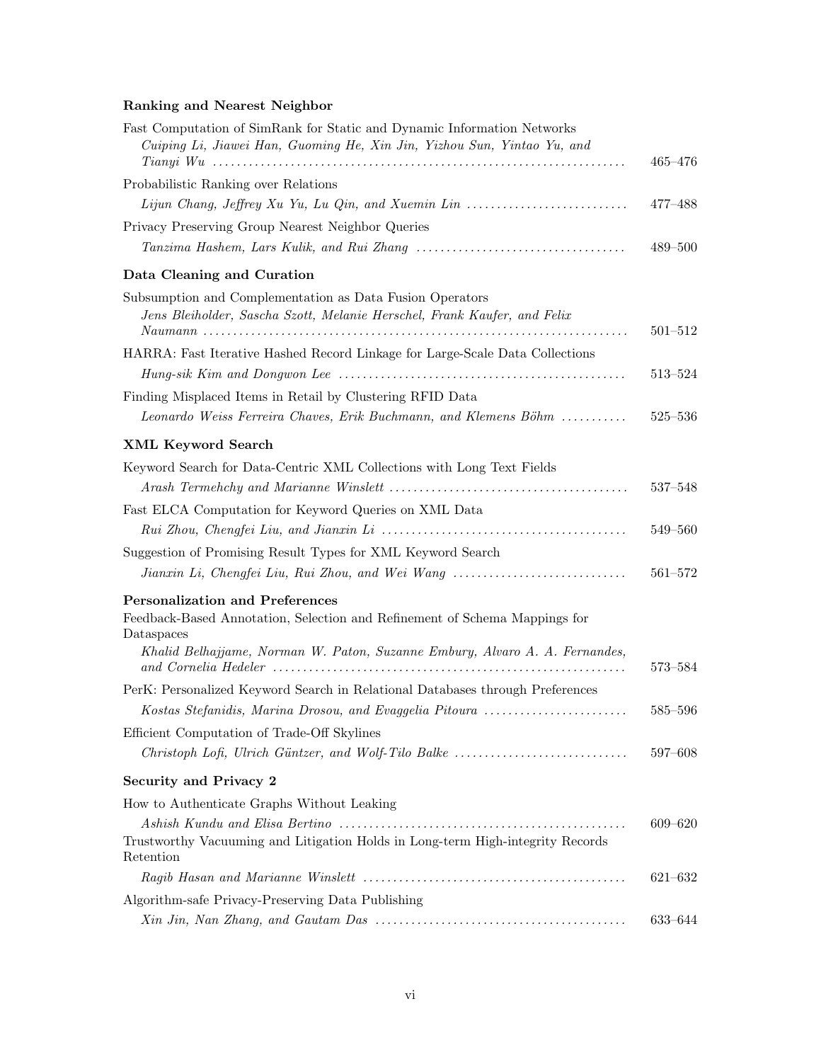**Ranking and Nearest Neighbor**

Fast Computation of SimRank for Static and Dynamic Information Networks
*Cuiping Li, Jiawei Han, Guoming He, Xin Jin, Yizhou Sun, Yintao Yu, and Tianyi Wu* .......... 465–476

Probabilistic Ranking over Relations
*Lijun Chang, Jeffrey Xu Yu, Lu Qin, and Xuemin Lin* .......... 477–488

Privacy Preserving Group Nearest Neighbor Queries
*Tanzima Hashem, Lars Kulik, and Rui Zhang* .......... 489–500

**Data Cleaning and Curation**

Subsumption and Complementation as Data Fusion Operators
*Jens Bleiholder, Sascha Szott, Melanie Herschel, Frank Kaufer, and Felix Naumann* .......... 501–512

HARRA: Fast Iterative Hashed Record Linkage for Large-Scale Data Collections
*Hung-sik Kim and Dongwon Lee* .......... 513–524

Finding Misplaced Items in Retail by Clustering RFID Data
*Leonardo Weiss Ferreira Chaves, Erik Buchmann, and Klemens Böhm* .......... 525–536

**XML Keyword Search**

Keyword Search for Data-Centric XML Collections with Long Text Fields
*Arash Termehchy and Marianne Winslett* .......... 537–548

Fast ELCA Computation for Keyword Queries on XML Data
*Rui Zhou, Chengfei Liu, and Jianxin Li* .......... 549–560

Suggestion of Promising Result Types for XML Keyword Search
*Jianxin Li, Chengfei Liu, Rui Zhou, and Wei Wang* .......... 561–572

**Personalization and Preferences**

Feedback-Based Annotation, Selection and Refinement of Schema Mappings for Dataspaces
*Khalid Belhajjame, Norman W. Paton, Suzanne Embury, Alvaro A. A. Fernandes, and Cornelia Hedeler* .......... 573–584

PerK: Personalized Keyword Search in Relational Databases through Preferences
*Kostas Stefanidis, Marina Drosou, and Evaggelia Pitoura* .......... 585–596

Efficient Computation of Trade-Off Skylines
*Christoph Lofi, Ulrich Güntzer, and Wolf-Tilo Balke* .......... 597–608

**Security and Privacy 2**

How to Authenticate Graphs Without Leaking
*Ashish Kundu and Elisa Bertino* .......... 609–620

Trustworthy Vacuuming and Litigation Holds in Long-term High-integrity Records Retention
*Ragib Hasan and Marianne Winslett* .......... 621–632

Algorithm-safe Privacy-Preserving Data Publishing
*Xin Jin, Nan Zhang, and Gautam Das* .......... 633–644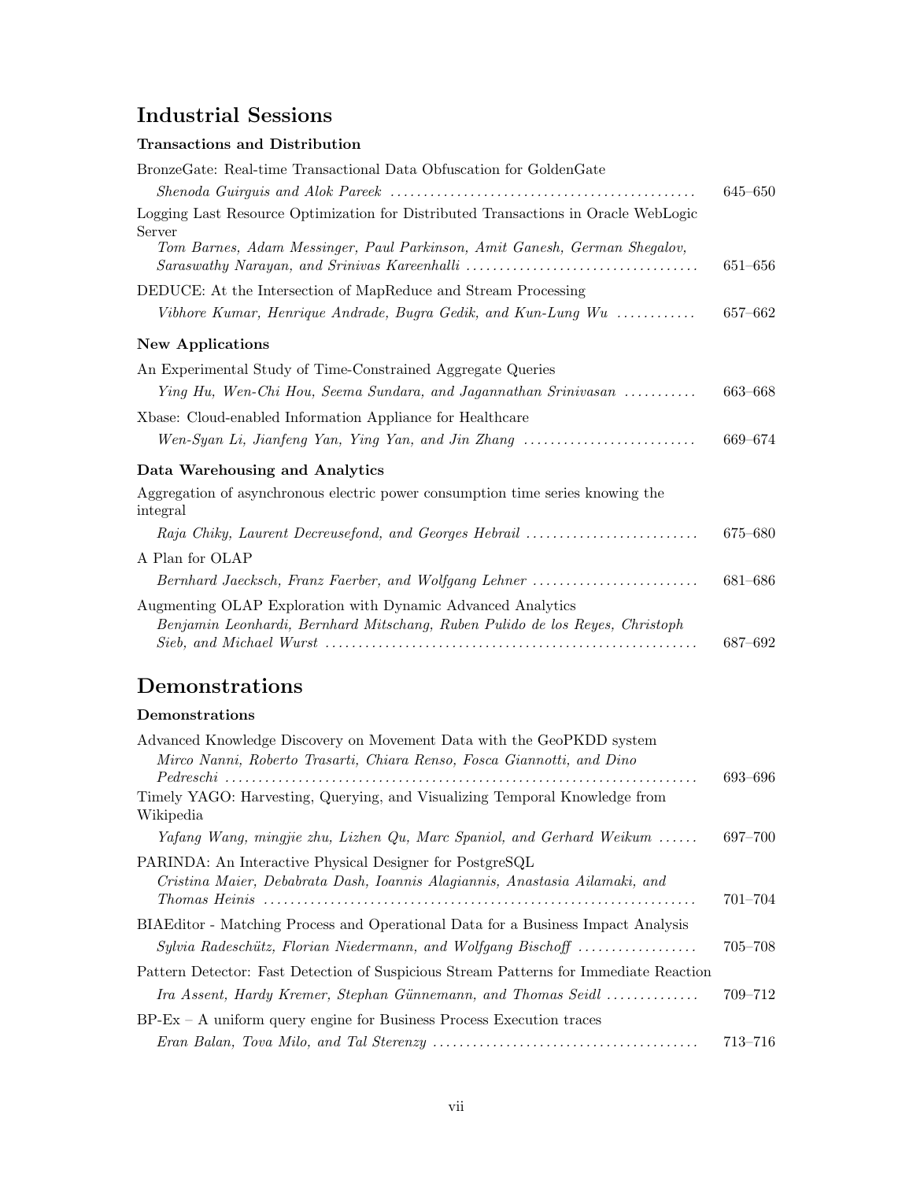# Industrial Sessions

### Transactions and Distribution

BronzeGate: Real-time Transactional Data Obfuscation for GoldenGate
*Shenoda Guirguis and Alok Pareek* ........ 645–650

Logging Last Resource Optimization for Distributed Transactions in Oracle WebLogic Server
*Tom Barnes, Adam Messinger, Paul Parkinson, Amit Ganesh, German Shegalov, Saraswathy Narayan, and Srinivas Kareenhalli* ........ 651–656

DEDUCE: At the Intersection of MapReduce and Stream Processing
*Vibhore Kumar, Henrique Andrade, Bugra Gedik, and Kun-Lung Wu* ........ 657–662

### New Applications

An Experimental Study of Time-Constrained Aggregate Queries
*Ying Hu, Wen-Chi Hou, Seema Sundara, and Jagannathan Srinivasan* ........ 663–668

Xbase: Cloud-enabled Information Appliance for Healthcare
*Wen-Syan Li, Jianfeng Yan, Ying Yan, and Jin Zhang* ........ 669–674

### Data Warehousing and Analytics

Aggregation of asynchronous electric power consumption time series knowing the integral
*Raja Chiky, Laurent Decreusefond, and Georges Hebrail* ........ 675–680

A Plan for OLAP
*Bernhard Jaecksch, Franz Faerber, and Wolfgang Lehner* ........ 681–686

Augmenting OLAP Exploration with Dynamic Advanced Analytics
*Benjamin Leonhardi, Bernhard Mitschang, Ruben Pulido de los Reyes, Christoph Sieb, and Michael Wurst* ........ 687–692

# Demonstrations

### Demonstrations

Advanced Knowledge Discovery on Movement Data with the GeoPKDD system
*Mirco Nanni, Roberto Trasarti, Chiara Renso, Fosca Giannotti, and Dino Pedreschi* ........ 693–696

Timely YAGO: Harvesting, Querying, and Visualizing Temporal Knowledge from Wikipedia
*Yafang Wang, mingjie zhu, Lizhen Qu, Marc Spaniol, and Gerhard Weikum* ........ 697–700

PARINDA: An Interactive Physical Designer for PostgreSQL
*Cristina Maier, Debabrata Dash, Ioannis Alagiannis, Anastasia Ailamaki, and Thomas Heinis* ........ 701–704

BIAEditor - Matching Process and Operational Data for a Business Impact Analysis
*Sylvia Radeschütz, Florian Niedermann, and Wolfgang Bischoff* ........ 705–708

Pattern Detector: Fast Detection of Suspicious Stream Patterns for Immediate Reaction
*Ira Assent, Hardy Kremer, Stephan Günnemann, and Thomas Seidl* ........ 709–712

BP-Ex – A uniform query engine for Business Process Execution traces
*Eran Balan, Tova Milo, and Tal Sterenzy* ........ 713–716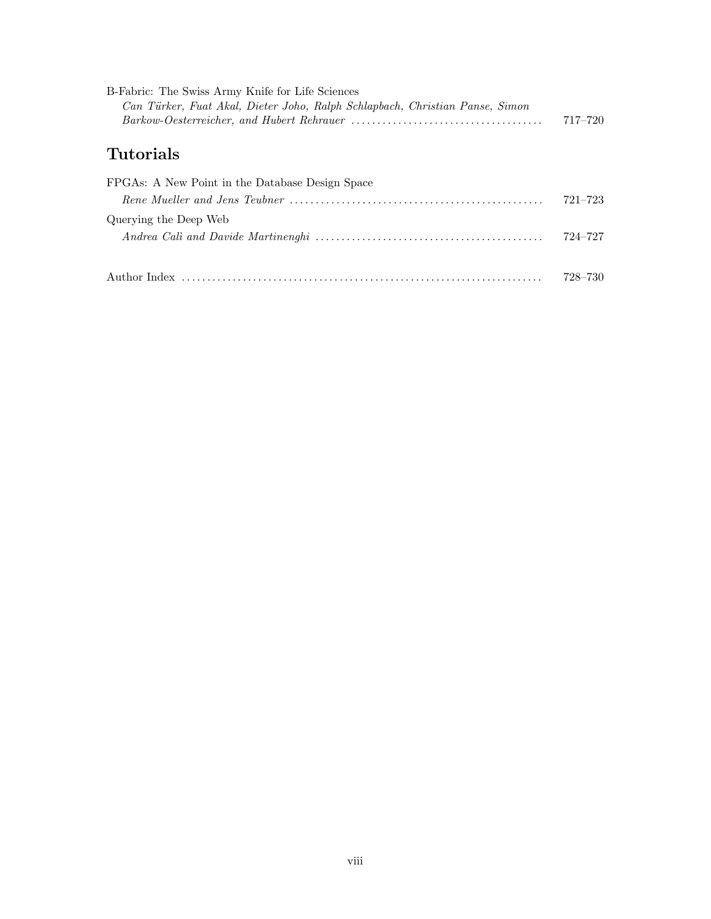B-Fabric: The Swiss Army Knife for Life Sciences
*Can Türker, Fuat Akal, Dieter Joho, Ralph Schlapbach, Christian Panse, Simon Barkow-Oesterreicher, and Hubert Rehrauer* ..................................... 717–720

## Tutorials

FPGAs: A New Point in the Database Design Space
*Rene Mueller and Jens Teubner* ................................................. 721–723

Querying the Deep Web
*Andrea Calì and Davide Martinenghi* ............................................ 724–727

Author Index ..................................................................... 728–730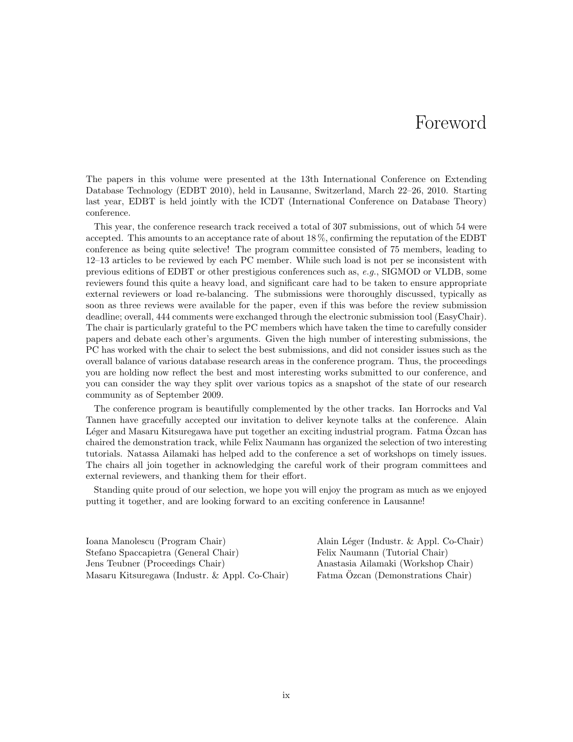# Foreword

The papers in this volume were presented at the 13th International Conference on Extending Database Technology (EDBT 2010), held in Lausanne, Switzerland, March 22–26, 2010. Starting last year, EDBT is held jointly with the ICDT (International Conference on Database Theory) conference.

This year, the conference research track received a total of 307 submissions, out of which 54 were accepted. This amounts to an acceptance rate of about 18 %, confirming the reputation of the EDBT conference as being quite selective! The program committee consisted of 75 members, leading to 12–13 articles to be reviewed by each PC member. While such load is not per se inconsistent with previous editions of EDBT or other prestigious conferences such as, *e.g.*, SIGMOD or VLDB, some reviewers found this quite a heavy load, and significant care had to be taken to ensure appropriate external reviewers or load re-balancing. The submissions were thoroughly discussed, typically as soon as three reviews were available for the paper, even if this was before the review submission deadline; overall, 444 comments were exchanged through the electronic submission tool (EasyChair). The chair is particularly grateful to the PC members which have taken the time to carefully consider papers and debate each other's arguments. Given the high number of interesting submissions, the PC has worked with the chair to select the best submissions, and did not consider issues such as the overall balance of various database research areas in the conference program. Thus, the proceedings you are holding now reflect the best and most interesting works submitted to our conference, and you can consider the way they split over various topics as a snapshot of the state of our research community as of September 2009.

The conference program is beautifully complemented by the other tracks. Ian Horrocks and Val Tannen have gracefully accepted our invitation to deliver keynote talks at the conference. Alain Léger and Masaru Kitsuregawa have put together an exciting industrial program. Fatma Özcan has chaired the demonstration track, while Felix Naumann has organized the selection of two interesting tutorials. Natassa Ailamaki has helped add to the conference a set of workshops on timely issues. The chairs all join together in acknowledging the careful work of their program committees and external reviewers, and thanking them for their effort.

Standing quite proud of our selection, we hope you will enjoy the program as much as we enjoyed putting it together, and are looking forward to an exciting conference in Lausanne!

Ioana Manolescu (Program Chair)
Stefano Spaccapietra (General Chair)
Jens Teubner (Proceedings Chair)
Masaru Kitsuregawa (Industr. & Appl. Co-Chair)
Alain Léger (Industr. & Appl. Co-Chair)
Felix Naumann (Tutorial Chair)
Anastasia Ailamaki (Workshop Chair)
Fatma Özcan (Demonstrations Chair)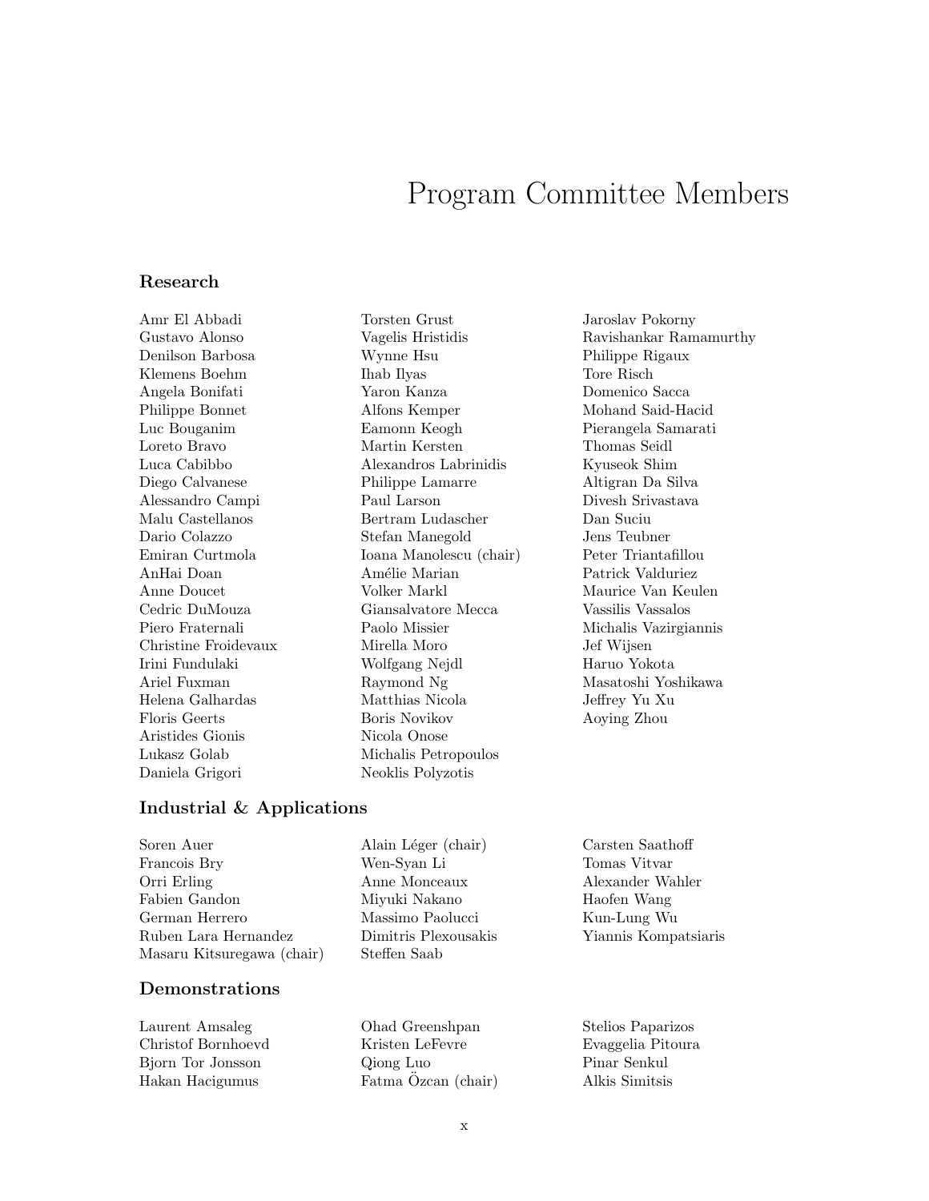# Program Committee Members

## Research

Amr El Abbadi
Gustavo Alonso
Denilson Barbosa
Klemens Boehm
Angela Bonifati
Philippe Bonnet
Luc Bouganim
Loreto Bravo
Luca Cabibbo
Diego Calvanese
Alessandro Campi
Malu Castellanos
Dario Colazzo
Emiran Curtmola
AnHai Doan
Anne Doucet
Cedric DuMouza
Piero Fraternali
Christine Froidevaux
Irini Fundulaki
Ariel Fuxman
Helena Galhardas
Floris Geerts
Aristides Gionis
Lukasz Golab
Daniela Grigori
Torsten Grust
Vagelis Hristidis
Wynne Hsu
Ihab Ilyas
Yaron Kanza
Alfons Kemper
Eamonn Keogh
Martin Kersten
Alexandros Labrinidis
Philippe Lamarre
Paul Larson
Bertram Ludascher
Stefan Manegold
Ioana Manolescu (chair)
Amélie Marian
Volker Markl
Giansalvatore Mecca
Paolo Missier
Mirella Moro
Wolfgang Nejdl
Raymond Ng
Matthias Nicola
Boris Novikov
Nicola Onose
Michalis Petropoulos
Neoklis Polyzotis
Jaroslav Pokorny
Ravishankar Ramamurthy
Philippe Rigaux
Tore Risch
Domenico Sacca
Mohand Said-Hacid
Pierangela Samarati
Thomas Seidl
Kyuseok Shim
Altigran Da Silva
Divesh Srivastava
Dan Suciu
Jens Teubner
Peter Triantafillou
Patrick Valduriez
Maurice Van Keulen
Vassilis Vassalos
Michalis Vazirgiannis
Jef Wijsen
Haruo Yokota
Masatoshi Yoshikawa
Jeffrey Yu Xu
Aoying Zhou

## Industrial & Applications

Soren Auer
Francois Bry
Orri Erling
Fabien Gandon
German Herrero
Ruben Lara Hernandez
Masaru Kitsuregawa (chair)
Alain Léger (chair)
Wen-Syan Li
Anne Monceaux
Miyuki Nakano
Massimo Paolucci
Dimitris Plexousakis
Steffen Saab
Carsten Saathoff
Tomas Vitvar
Alexander Wahler
Haofen Wang
Kun-Lung Wu
Yiannis Kompatsiaris

## Demonstrations

Laurent Amsaleg
Christof Bornhoevd
Bjorn Tor Jonsson
Hakan Hacigumus
Ohad Greenshpan
Kristen LeFevre
Qiong Luo
Fatma Özcan (chair)
Stelios Paparizos
Evaggelia Pitoura
Pinar Senkul
Alkis Simitsis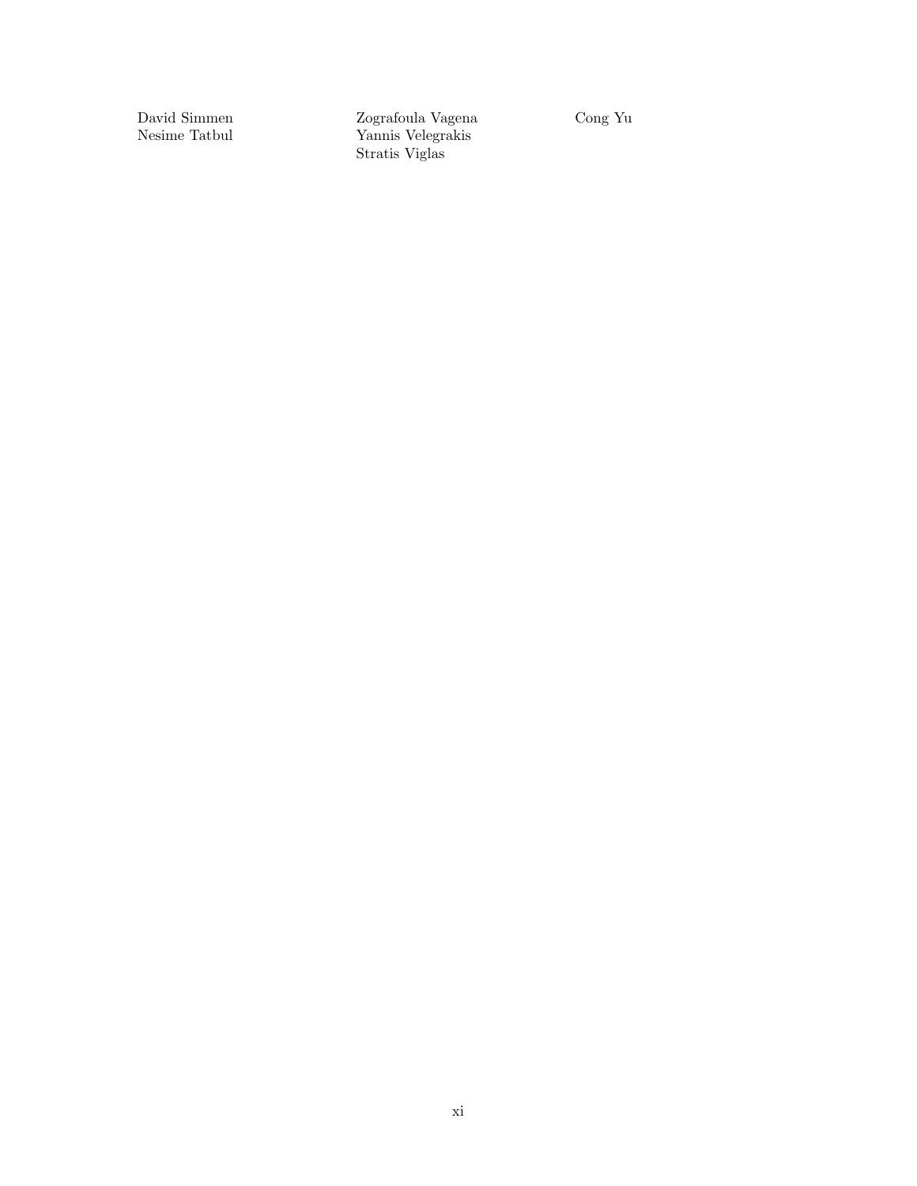David Simmen
Nesime Tatbul
Zografoula Vagena
Yannis Velegrakis
Stratis Viglas
Cong Yu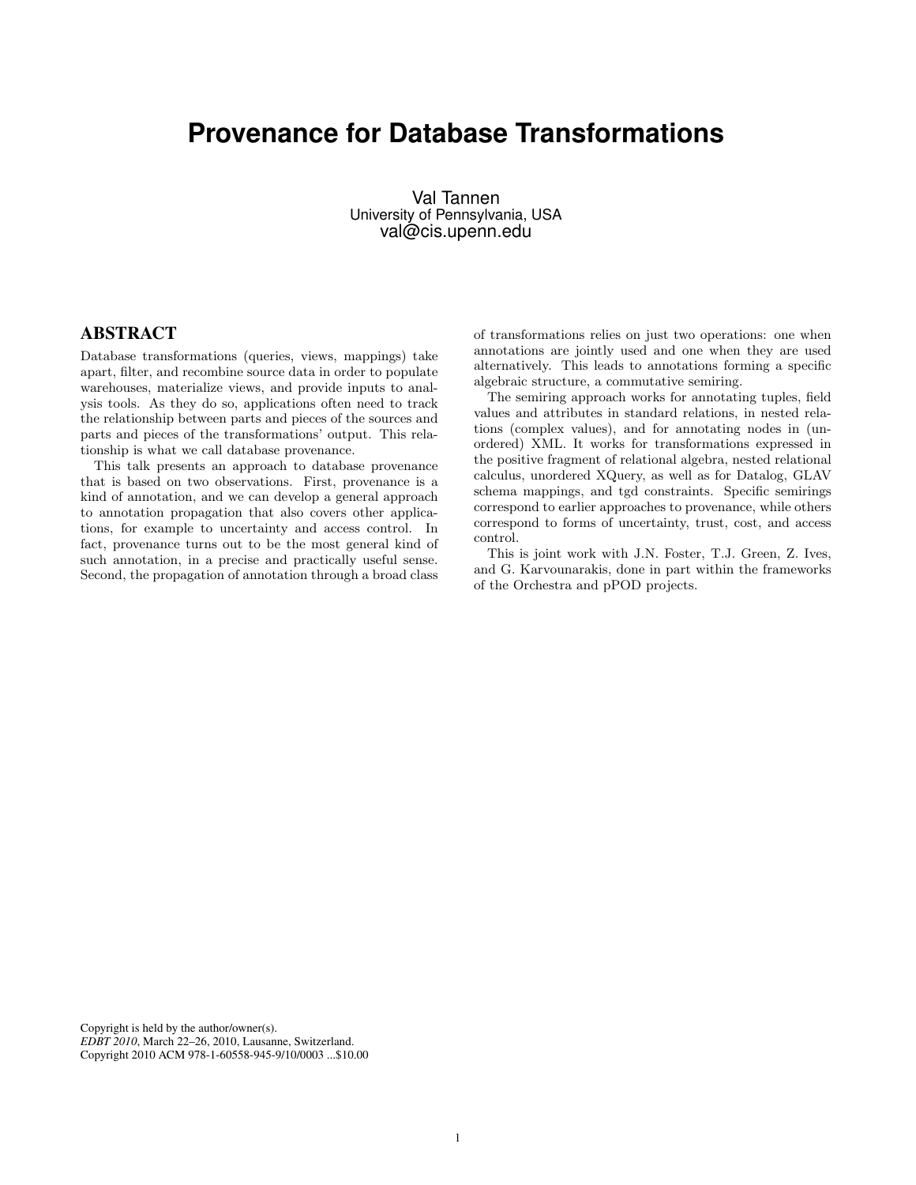# Provenance for Database Transformations

Val Tannen
University of Pennsylvania, USA
val@cis.upenn.edu

## ABSTRACT

Database transformations (queries, views, mappings) take apart, filter, and recombine source data in order to populate warehouses, materialize views, and provide inputs to analysis tools. As they do so, applications often need to track the relationship between parts and pieces of the sources and parts and pieces of the transformations' output. This relationship is what we call database provenance.

This talk presents an approach to database provenance that is based on two observations. First, provenance is a kind of annotation, and we can develop a general approach to annotation propagation that also covers other applications, for example to uncertainty and access control. In fact, provenance turns out to be the most general kind of such annotation, in a precise and practically useful sense. Second, the propagation of annotation through a broad class of transformations relies on just two operations: one when annotations are jointly used and one when they are used alternatively. This leads to annotations forming a specific algebraic structure, a commutative semiring.

The semiring approach works for annotating tuples, field values and attributes in standard relations, in nested relations (complex values), and for annotating nodes in (unordered) XML. It works for transformations expressed in the positive fragment of relational algebra, nested relational calculus, unordered XQuery, as well as for Datalog, GLAV schema mappings, and tgd constraints. Specific semirings correspond to earlier approaches to provenance, while others correspond to forms of uncertainty, trust, cost, and access control.

This is joint work with J.N. Foster, T.J. Green, Z. Ives, and G. Karvounarakis, done in part within the frameworks of the Orchestra and pPOD projects.

Copyright is held by the author/owner(s).
*EDBT 2010*, March 22–26, 2010, Lausanne, Switzerland.
Copyright 2010 ACM 978-1-60558-945-9/10/0003 ...$10.00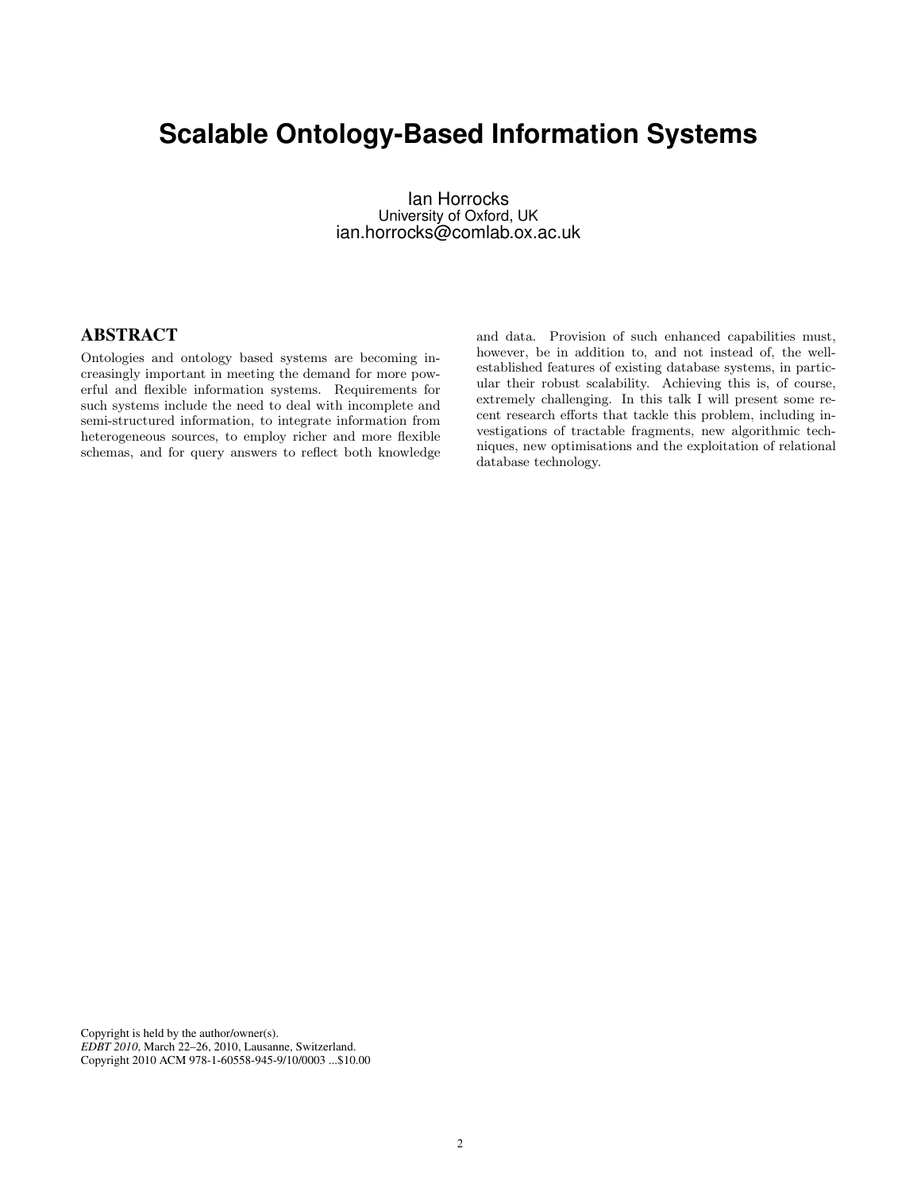# Scalable Ontology-Based Information Systems

Ian Horrocks
University of Oxford, UK
ian.horrocks@comlab.ox.ac.uk

## ABSTRACT

Ontologies and ontology based systems are becoming increasingly important in meeting the demand for more powerful and flexible information systems. Requirements for such systems include the need to deal with incomplete and semi-structured information, to integrate information from heterogeneous sources, to employ richer and more flexible schemas, and for query answers to reflect both knowledge and data. Provision of such enhanced capabilities must, however, be in addition to, and not instead of, the well-established features of existing database systems, in particular their robust scalability. Achieving this is, of course, extremely challenging. In this talk I will present some recent research efforts that tackle this problem, including investigations of tractable fragments, new algorithmic techniques, new optimisations and the exploitation of relational database technology.

Copyright is held by the author/owner(s).
*EDBT 2010*, March 22–26, 2010, Lausanne, Switzerland.
Copyright 2010 ACM 978-1-60558-945-9/10/0003 ...$10.00